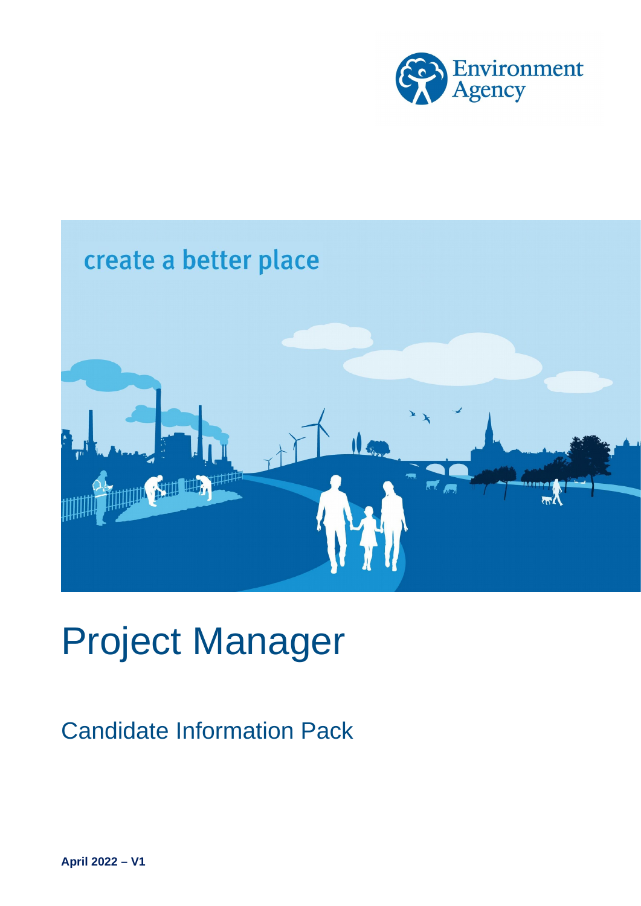Environment Agency

create a better place

# Project Manager

## Candidate Information Pack

**April 2022 – V1**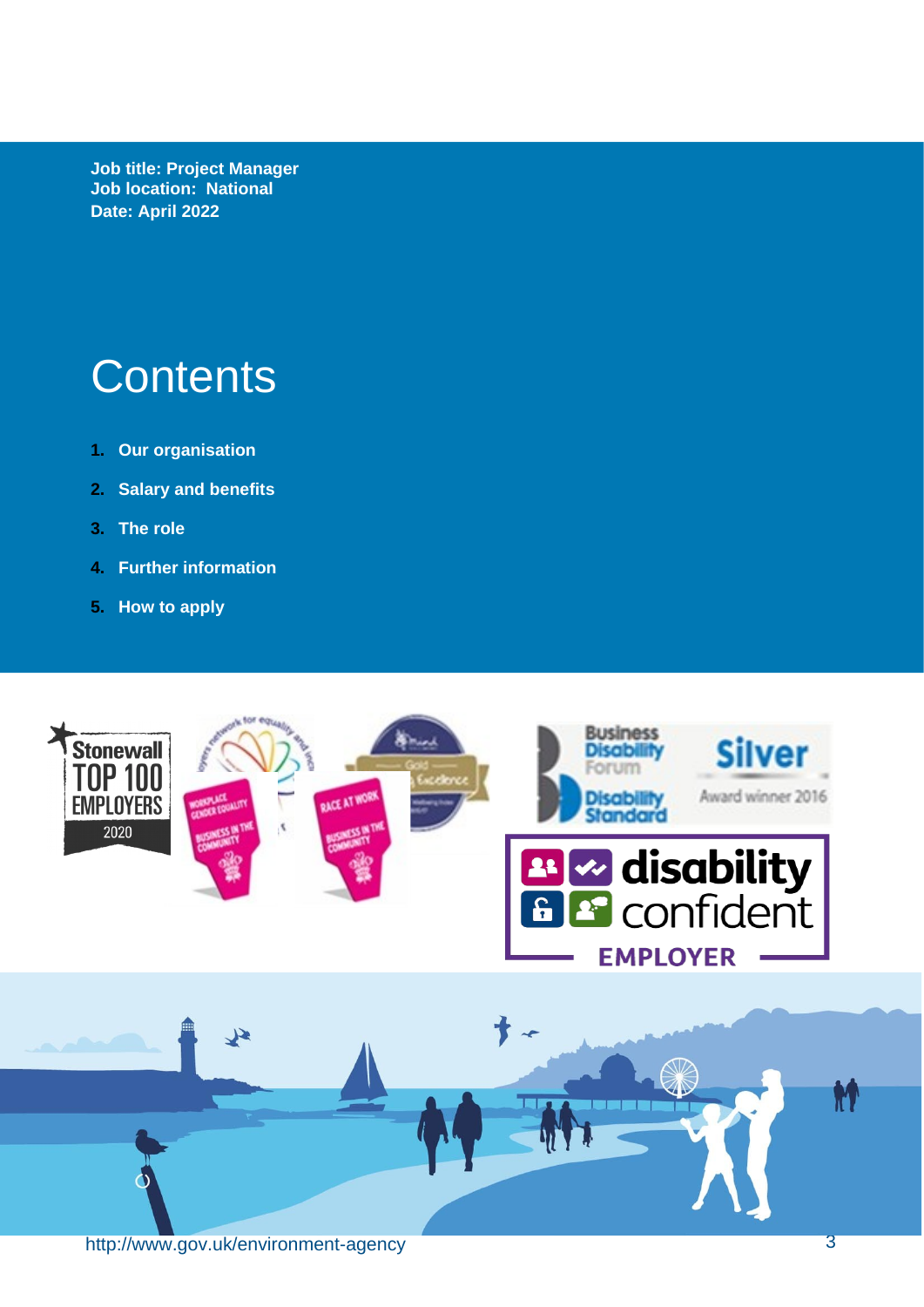**Job title: Project Manager**
**Job location: National**
**Date: April 2022**

# Contents

1. **Our organisation**
2. **Salary and benefits**
3. **The role**
4. **Further information**
5. **How to apply**

http://www.gov.uk/environment-agency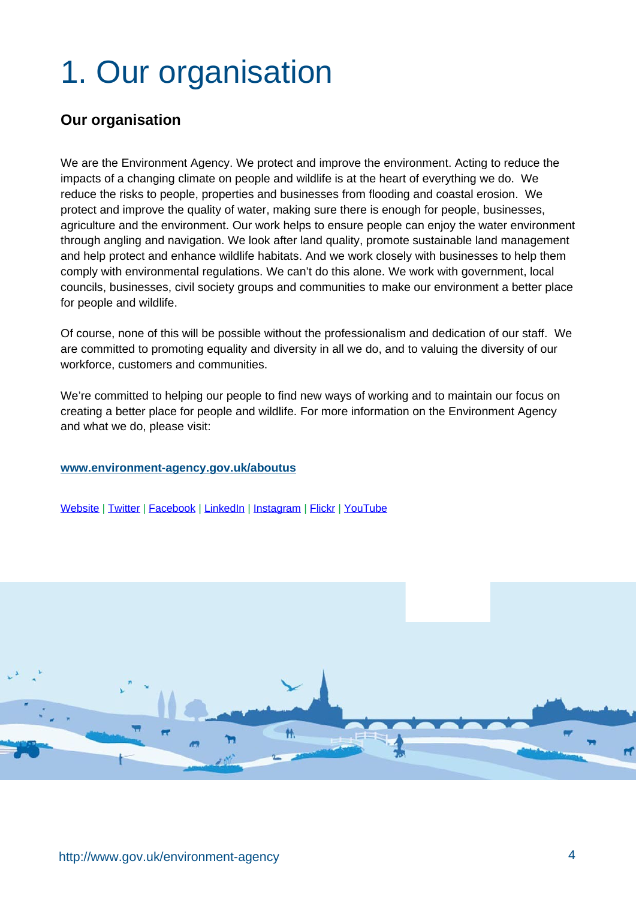# 1. Our organisation

## Our organisation

We are the Environment Agency. We protect and improve the environment. Acting to reduce the impacts of a changing climate on people and wildlife is at the heart of everything we do. We reduce the risks to people, properties and businesses from flooding and coastal erosion. We protect and improve the quality of water, making sure there is enough for people, businesses, agriculture and the environment. Our work helps to ensure people can enjoy the water environment through angling and navigation. We look after land quality, promote sustainable land management and help protect and enhance wildlife habitats. And we work closely with businesses to help them comply with environmental regulations. We can't do this alone. We work with government, local councils, businesses, civil society groups and communities to make our environment a better place for people and wildlife.

Of course, none of this will be possible without the professionalism and dedication of our staff. We are committed to promoting equality and diversity in all we do, and to valuing the diversity of our workforce, customers and communities.

We're committed to helping our people to find new ways of working and to maintain our focus on creating a better place for people and wildlife. For more information on the Environment Agency and what we do, please visit:

**www.environment-agency.gov.uk/aboutus**

Website | Twitter | Facebook | LinkedIn | Instagram | Flickr | YouTube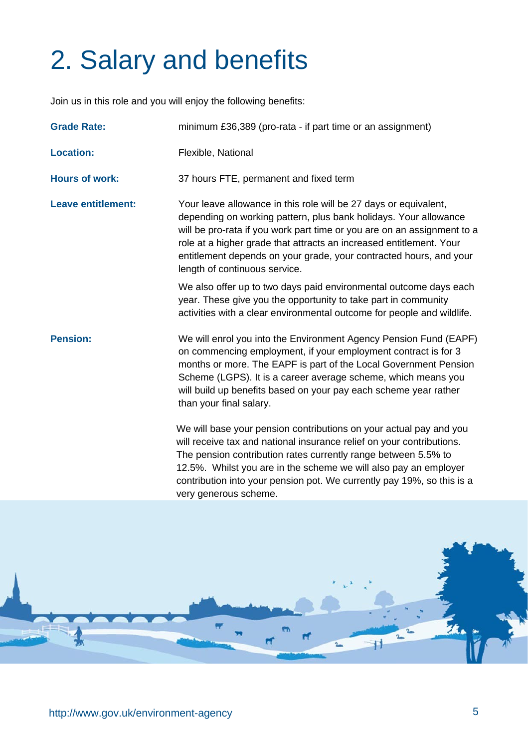# 2. Salary and benefits

Join us in this role and you will enjoy the following benefits:

**Grade Rate:** minimum £36,389 (pro-rata - if part time or an assignment)

**Location:** Flexible, National

**Hours of work:** 37 hours FTE, permanent and fixed term

**Leave entitlement:** Your leave allowance in this role will be 27 days or equivalent, depending on working pattern, plus bank holidays. Your allowance will be pro-rata if you work part time or you are on an assignment to a role at a higher grade that attracts an increased entitlement. Your entitlement depends on your grade, your contracted hours, and your length of continuous service.

We also offer up to two days paid environmental outcome days each year. These give you the opportunity to take part in community activities with a clear environmental outcome for people and wildlife.

**Pension:** We will enrol you into the Environment Agency Pension Fund (EAPF) on commencing employment, if your employment contract is for 3 months or more. The EAPF is part of the Local Government Pension Scheme (LGPS). It is a career average scheme, which means you will build up benefits based on your pay each scheme year rather than your final salary.

We will base your pension contributions on your actual pay and you will receive tax and national insurance relief on your contributions. The pension contribution rates currently range between 5.5% to 12.5%. Whilst you are in the scheme we will also pay an employer contribution into your pension pot. We currently pay 19%, so this is a very generous scheme.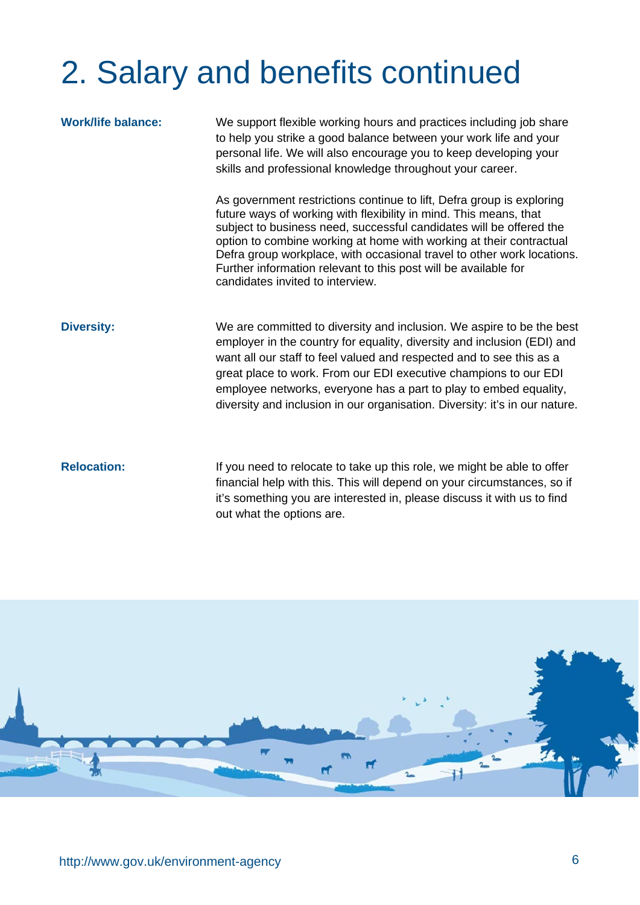# 2. Salary and benefits continued

**Work/life balance:**

We support flexible working hours and practices including job share to help you strike a good balance between your work life and your personal life. We will also encourage you to keep developing your skills and professional knowledge throughout your career.

As government restrictions continue to lift, Defra group is exploring future ways of working with flexibility in mind. This means, that subject to business need, successful candidates will be offered the option to combine working at home with working at their contractual Defra group workplace, with occasional travel to other work locations. Further information relevant to this post will be available for candidates invited to interview.

**Diversity:**

We are committed to diversity and inclusion. We aspire to be the best employer in the country for equality, diversity and inclusion (EDI) and want all our staff to feel valued and respected and to see this as a great place to work. From our EDI executive champions to our EDI employee networks, everyone has a part to play to embed equality, diversity and inclusion in our organisation. Diversity: it's in our nature.

**Relocation:**

If you need to relocate to take up this role, we might be able to offer financial help with this. This will depend on your circumstances, so if it's something you are interested in, please discuss it with us to find out what the options are.

http://www.gov.uk/environment-agency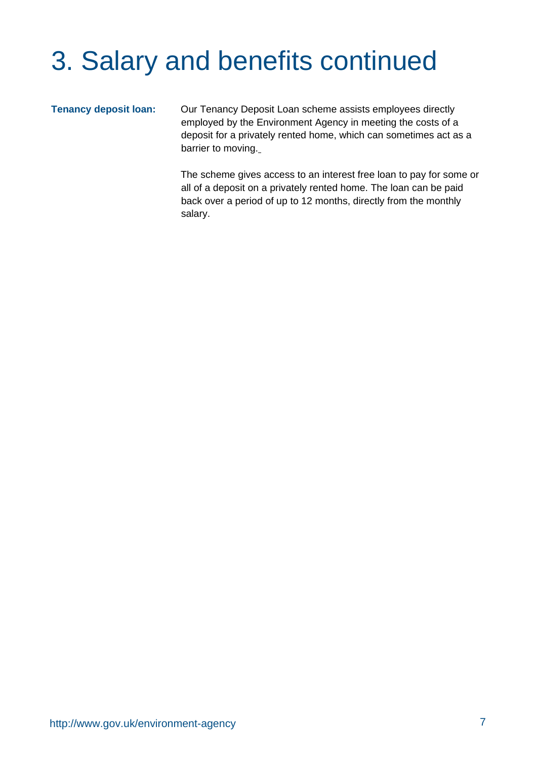# 3. Salary and benefits continued

**Tenancy deposit loan:**

Our Tenancy Deposit Loan scheme assists employees directly employed by the Environment Agency in meeting the costs of a deposit for a privately rented home, which can sometimes act as a barrier to moving.

The scheme gives access to an interest free loan to pay for some or all of a deposit on a privately rented home. The loan can be paid back over a period of up to 12 months, directly from the monthly salary.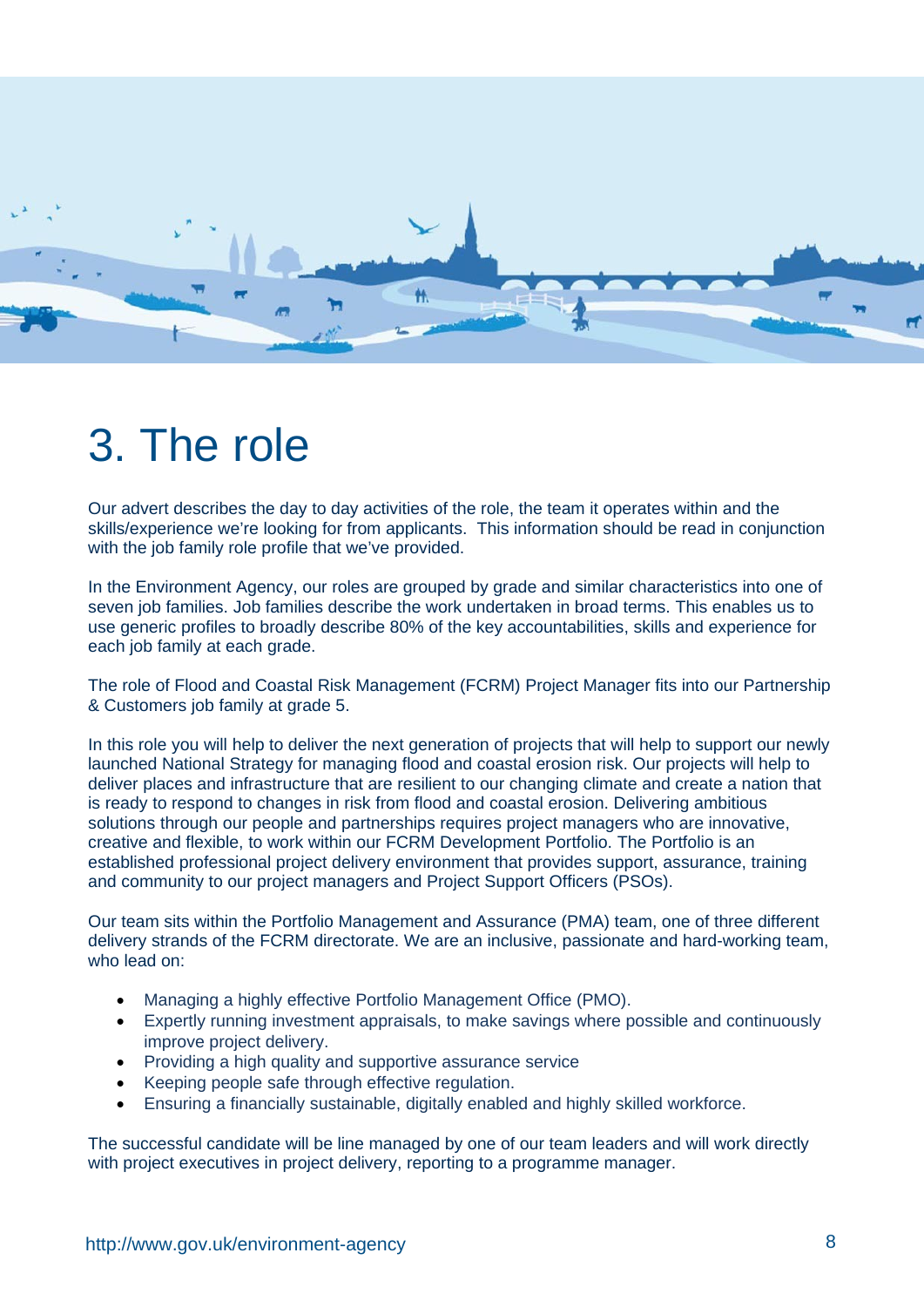# 3. The role

Our advert describes the day to day activities of the role, the team it operates within and the skills/experience we're looking for from applicants. This information should be read in conjunction with the job family role profile that we've provided.

In the Environment Agency, our roles are grouped by grade and similar characteristics into one of seven job families. Job families describe the work undertaken in broad terms. This enables us to use generic profiles to broadly describe 80% of the key accountabilities, skills and experience for each job family at each grade.

The role of Flood and Coastal Risk Management (FCRM) Project Manager fits into our Partnership & Customers job family at grade 5.

In this role you will help to deliver the next generation of projects that will help to support our newly launched National Strategy for managing flood and coastal erosion risk. Our projects will help to deliver places and infrastructure that are resilient to our changing climate and create a nation that is ready to respond to changes in risk from flood and coastal erosion. Delivering ambitious solutions through our people and partnerships requires project managers who are innovative, creative and flexible, to work within our FCRM Development Portfolio. The Portfolio is an established professional project delivery environment that provides support, assurance, training and community to our project managers and Project Support Officers (PSOs).

Our team sits within the Portfolio Management and Assurance (PMA) team, one of three different delivery strands of the FCRM directorate. We are an inclusive, passionate and hard-working team, who lead on:

- Managing a highly effective Portfolio Management Office (PMO).
- Expertly running investment appraisals, to make savings where possible and continuously improve project delivery.
- Providing a high quality and supportive assurance service
- Keeping people safe through effective regulation.
- Ensuring a financially sustainable, digitally enabled and highly skilled workforce.

The successful candidate will be line managed by one of our team leaders and will work directly with project executives in project delivery, reporting to a programme manager.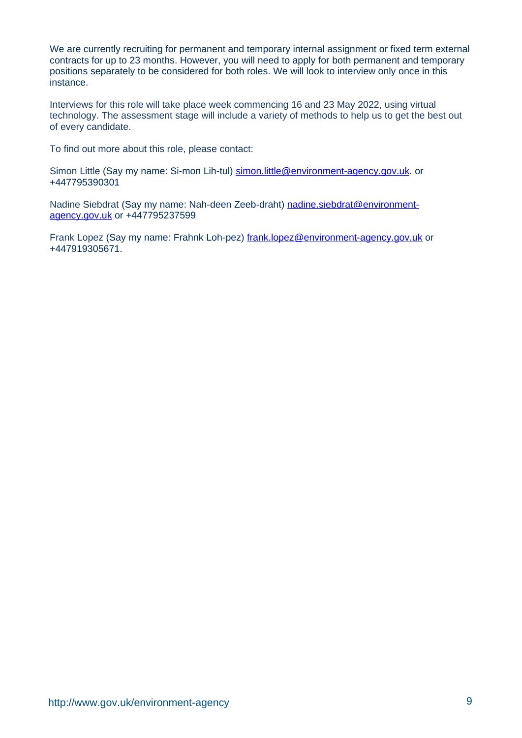We are currently recruiting for permanent and temporary internal assignment or fixed term external contracts for up to 23 months. However, you will need to apply for both permanent and temporary positions separately to be considered for both roles. We will look to interview only once in this instance.

Interviews for this role will take place week commencing 16 and 23 May 2022, using virtual technology. The assessment stage will include a variety of methods to help us to get the best out of every candidate.

To find out more about this role, please contact:

Simon Little (Say my name: Si-mon Lih-tul) simon.little@environment-agency.gov.uk. or +447795390301

Nadine Siebdrat (Say my name: Nah-deen Zeeb-draht) nadine.siebdrat@environment-agency.gov.uk or +447795237599

Frank Lopez (Say my name: Frahnk Loh-pez) frank.lopez@environment-agency.gov.uk or +447919305671.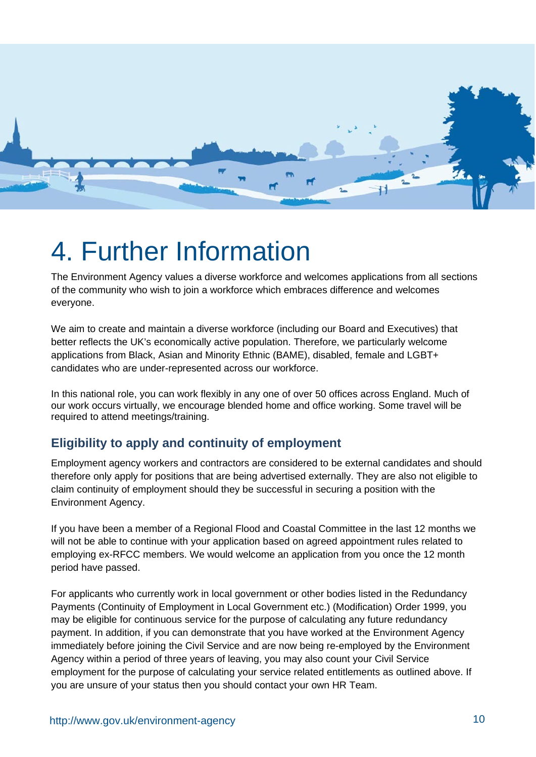# 4. Further Information

The Environment Agency values a diverse workforce and welcomes applications from all sections of the community who wish to join a workforce which embraces difference and welcomes everyone.

We aim to create and maintain a diverse workforce (including our Board and Executives) that better reflects the UK's economically active population. Therefore, we particularly welcome applications from Black, Asian and Minority Ethnic (BAME), disabled, female and LGBT+ candidates who are under-represented across our workforce.

In this national role, you can work flexibly in any one of over 50 offices across England. Much of our work occurs virtually, we encourage blended home and office working. Some travel will be required to attend meetings/training.

## Eligibility to apply and continuity of employment

Employment agency workers and contractors are considered to be external candidates and should therefore only apply for positions that are being advertised externally. They are also not eligible to claim continuity of employment should they be successful in securing a position with the Environment Agency.

If you have been a member of a Regional Flood and Coastal Committee in the last 12 months we will not be able to continue with your application based on agreed appointment rules related to employing ex-RFCC members. We would welcome an application from you once the 12 month period have passed.

For applicants who currently work in local government or other bodies listed in the Redundancy Payments (Continuity of Employment in Local Government etc.) (Modification) Order 1999, you may be eligible for continuous service for the purpose of calculating any future redundancy payment. In addition, if you can demonstrate that you have worked at the Environment Agency immediately before joining the Civil Service and are now being re-employed by the Environment Agency within a period of three years of leaving, you may also count your Civil Service employment for the purpose of calculating your service related entitlements as outlined above. If you are unsure of your status then you should contact your own HR Team.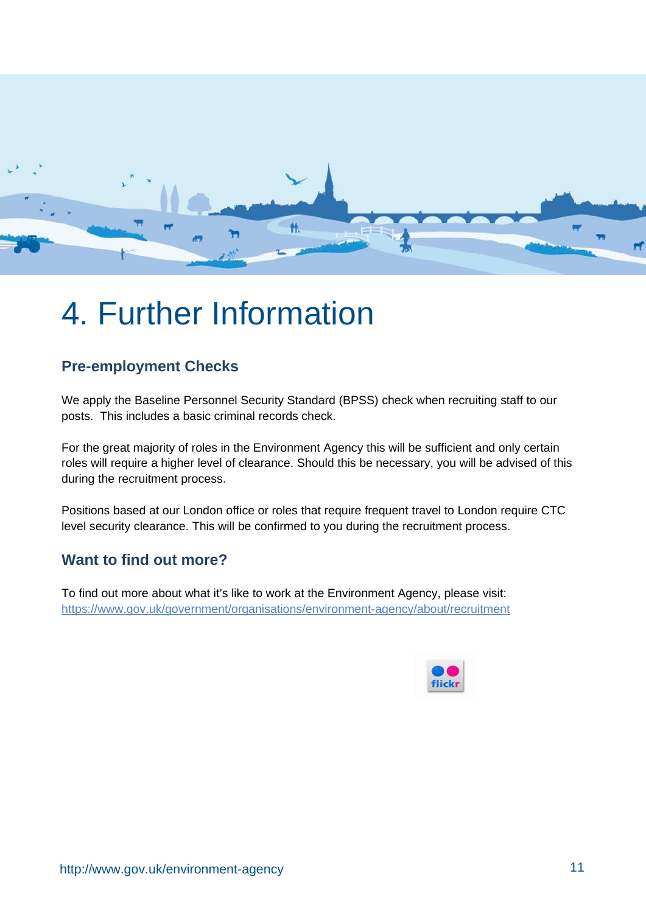# 4. Further Information

## Pre-employment Checks

We apply the Baseline Personnel Security Standard (BPSS) check when recruiting staff to our posts. This includes a basic criminal records check.

For the great majority of roles in the Environment Agency this will be sufficient and only certain roles will require a higher level of clearance. Should this be necessary, you will be advised of this during the recruitment process.

Positions based at our London office or roles that require frequent travel to London require CTC level security clearance. This will be confirmed to you during the recruitment process.

## Want to find out more?

To find out more about what it's like to work at the Environment Agency, please visit:
https://www.gov.uk/government/organisations/environment-agency/about/recruitment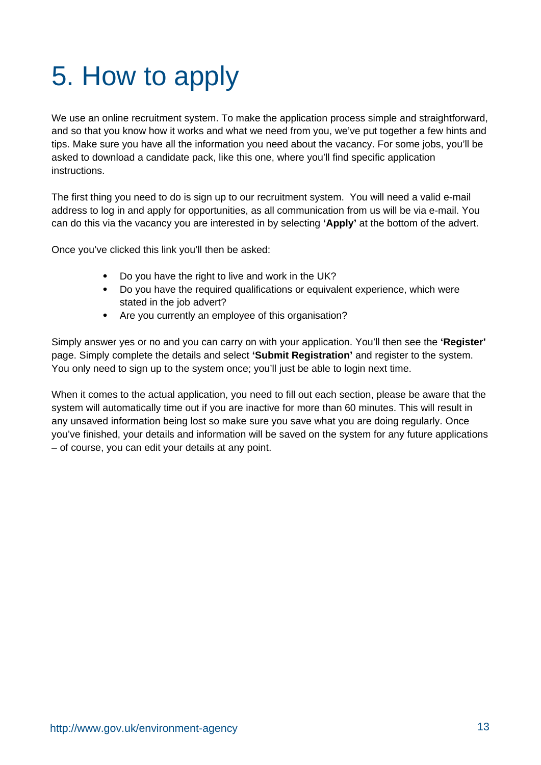# 5. How to apply

We use an online recruitment system. To make the application process simple and straightforward, and so that you know how it works and what we need from you, we've put together a few hints and tips. Make sure you have all the information you need about the vacancy. For some jobs, you'll be asked to download a candidate pack, like this one, where you'll find specific application instructions.

The first thing you need to do is sign up to our recruitment system. You will need a valid e-mail address to log in and apply for opportunities, as all communication from us will be via e-mail. You can do this via the vacancy you are interested in by selecting **'Apply'** at the bottom of the advert.

Once you've clicked this link you'll then be asked:

- Do you have the right to live and work in the UK?
- Do you have the required qualifications or equivalent experience, which were stated in the job advert?
- Are you currently an employee of this organisation?

Simply answer yes or no and you can carry on with your application. You'll then see the **'Register'** page. Simply complete the details and select **'Submit Registration'** and register to the system. You only need to sign up to the system once; you'll just be able to login next time.

When it comes to the actual application, you need to fill out each section, please be aware that the system will automatically time out if you are inactive for more than 60 minutes. This will result in any unsaved information being lost so make sure you save what you are doing regularly. Once you've finished, your details and information will be saved on the system for any future applications – of course, you can edit your details at any point.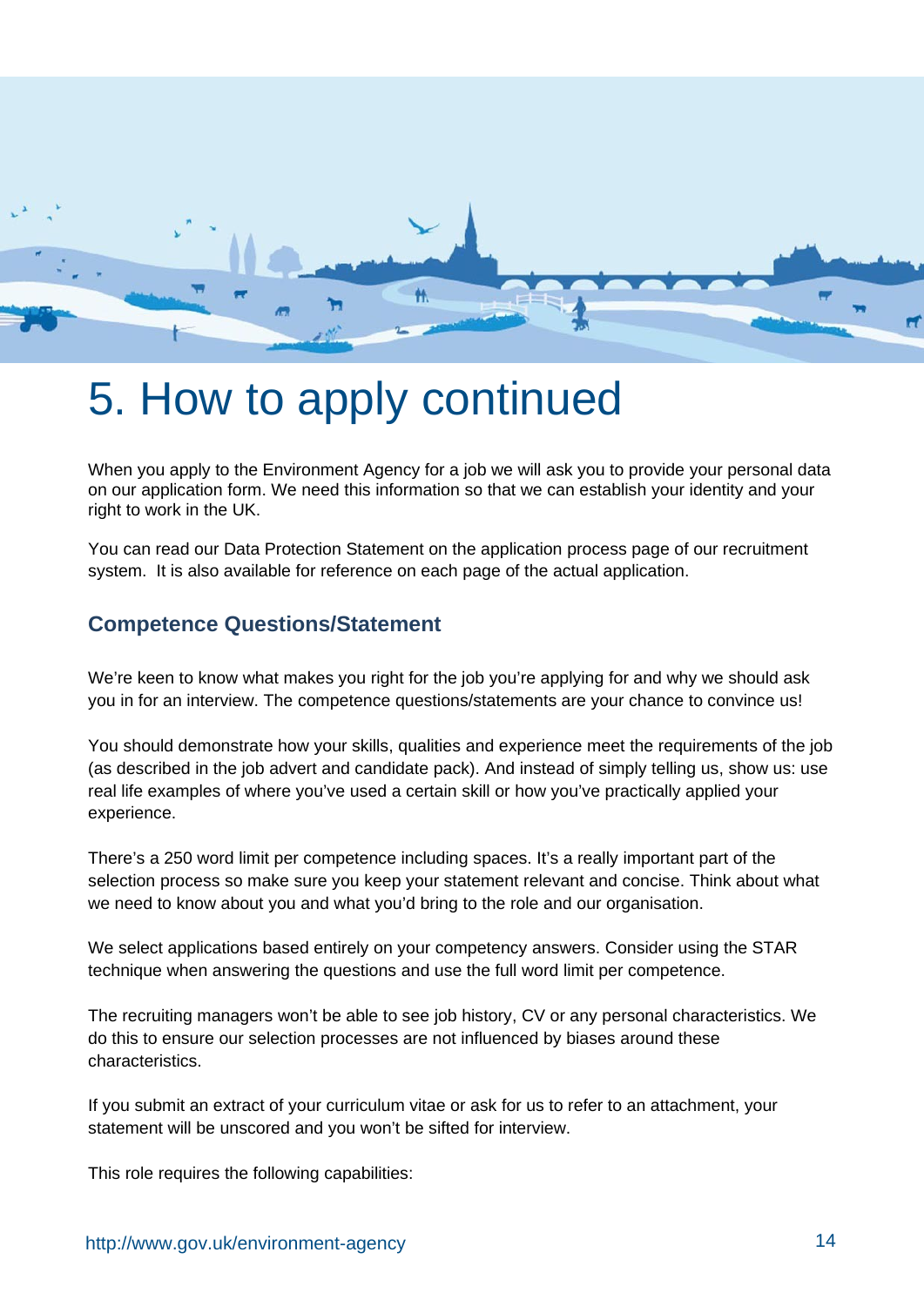# 5. How to apply continued

When you apply to the Environment Agency for a job we will ask you to provide your personal data on our application form. We need this information so that we can establish your identity and your right to work in the UK.

You can read our Data Protection Statement on the application process page of our recruitment system. It is also available for reference on each page of the actual application.

## Competence Questions/Statement

We're keen to know what makes you right for the job you're applying for and why we should ask you in for an interview. The competence questions/statements are your chance to convince us!

You should demonstrate how your skills, qualities and experience meet the requirements of the job (as described in the job advert and candidate pack). And instead of simply telling us, show us: use real life examples of where you've used a certain skill or how you've practically applied your experience.

There's a 250 word limit per competence including spaces. It's a really important part of the selection process so make sure you keep your statement relevant and concise. Think about what we need to know about you and what you'd bring to the role and our organisation.

We select applications based entirely on your competency answers. Consider using the STAR technique when answering the questions and use the full word limit per competence.

The recruiting managers won't be able to see job history, CV or any personal characteristics. We do this to ensure our selection processes are not influenced by biases around these characteristics.

If you submit an extract of your curriculum vitae or ask for us to refer to an attachment, your statement will be unscored and you won't be sifted for interview.

This role requires the following capabilities: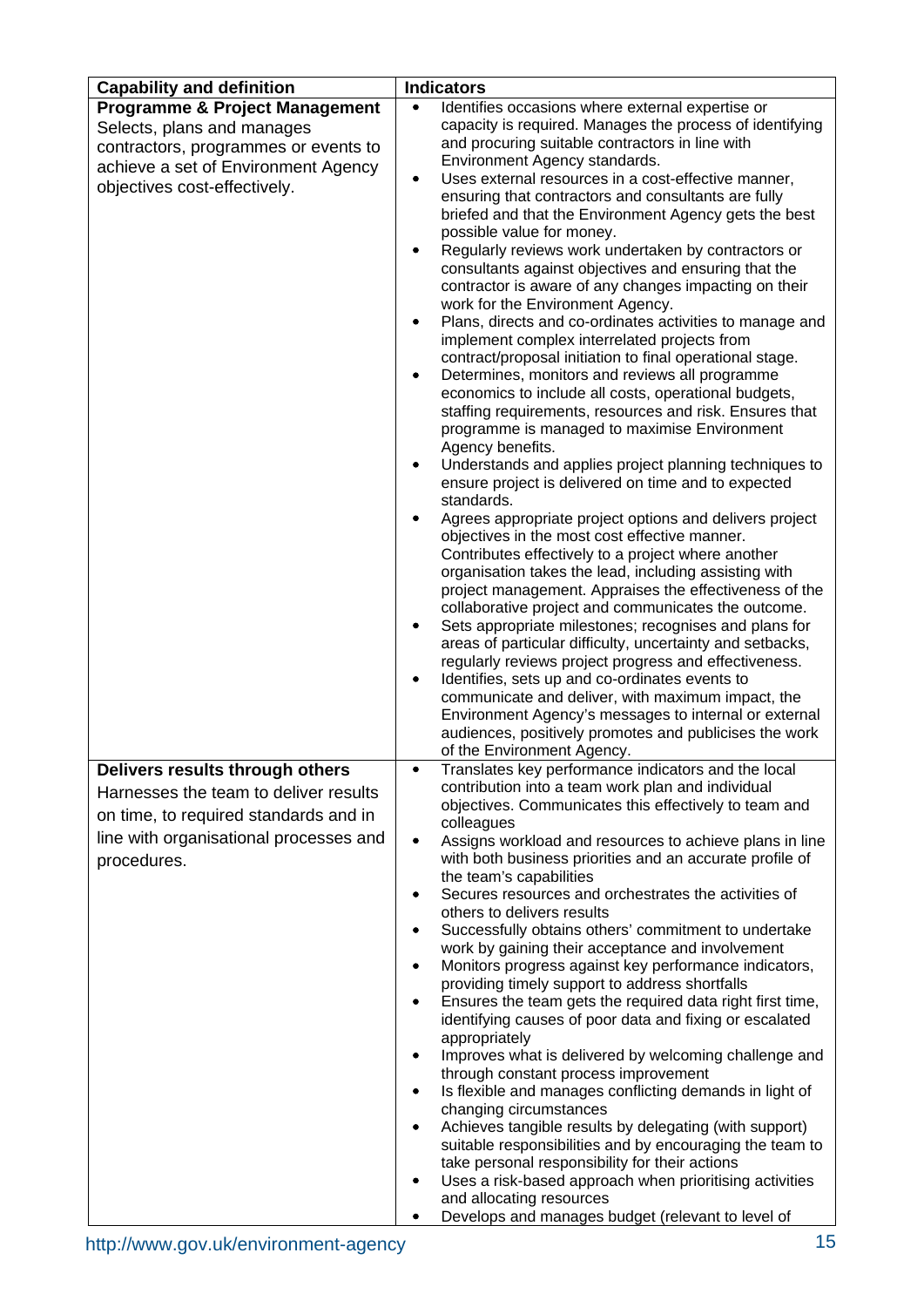| Capability and definition | Indicators |
| --- | --- |
| **Programme & Project Management** Selects, plans and manages contractors, programmes or events to achieve a set of Environment Agency objectives cost-effectively. | • Identifies occasions where external expertise or capacity is required. Manages the process of identifying and procuring suitable contractors in line with Environment Agency standards.<br>• Uses external resources in a cost-effective manner, ensuring that contractors and consultants are fully briefed and that the Environment Agency gets the best possible value for money.<br>• Regularly reviews work undertaken by contractors or consultants against objectives and ensuring that the contractor is aware of any changes impacting on their work for the Environment Agency.<br>• Plans, directs and co-ordinates activities to manage and implement complex interrelated projects from contract/proposal initiation to final operational stage.<br>• Determines, monitors and reviews all programme economics to include all costs, operational budgets, staffing requirements, resources and risk. Ensures that programme is managed to maximise Environment Agency benefits.<br>• Understands and applies project planning techniques to ensure project is delivered on time and to expected standards.<br>• Agrees appropriate project options and delivers project objectives in the most cost effective manner. Contributes effectively to a project where another organisation takes the lead, including assisting with project management. Appraises the effectiveness of the collaborative project and communicates the outcome.<br>• Sets appropriate milestones; recognises and plans for areas of particular difficulty, uncertainty and setbacks, regularly reviews project progress and effectiveness.<br>• Identifies, sets up and co-ordinates events to communicate and deliver, with maximum impact, the Environment Agency's messages to internal or external audiences, positively promotes and publicises the work of the Environment Agency. |
| **Delivers results through others** Harnesses the team to deliver results on time, to required standards and in line with organisational processes and procedures. | • Translates key performance indicators and the local contribution into a team work plan and individual objectives. Communicates this effectively to team and colleagues<br>• Assigns workload and resources to achieve plans in line with both business priorities and an accurate profile of the team's capabilities<br>• Secures resources and orchestrates the activities of others to delivers results<br>• Successfully obtains others' commitment to undertake work by gaining their acceptance and involvement<br>• Monitors progress against key performance indicators, providing timely support to address shortfalls<br>• Ensures the team gets the required data right first time, identifying causes of poor data and fixing or escalated appropriately<br>• Improves what is delivered by welcoming challenge and through constant process improvement<br>• Is flexible and manages conflicting demands in light of changing circumstances<br>• Achieves tangible results by delegating (with support) suitable responsibilities and by encouraging the team to take personal responsibility for their actions<br>• Uses a risk-based approach when prioritising activities and allocating resources<br>• Develops and manages budget (relevant to level of |

http://www.gov.uk/environment-agency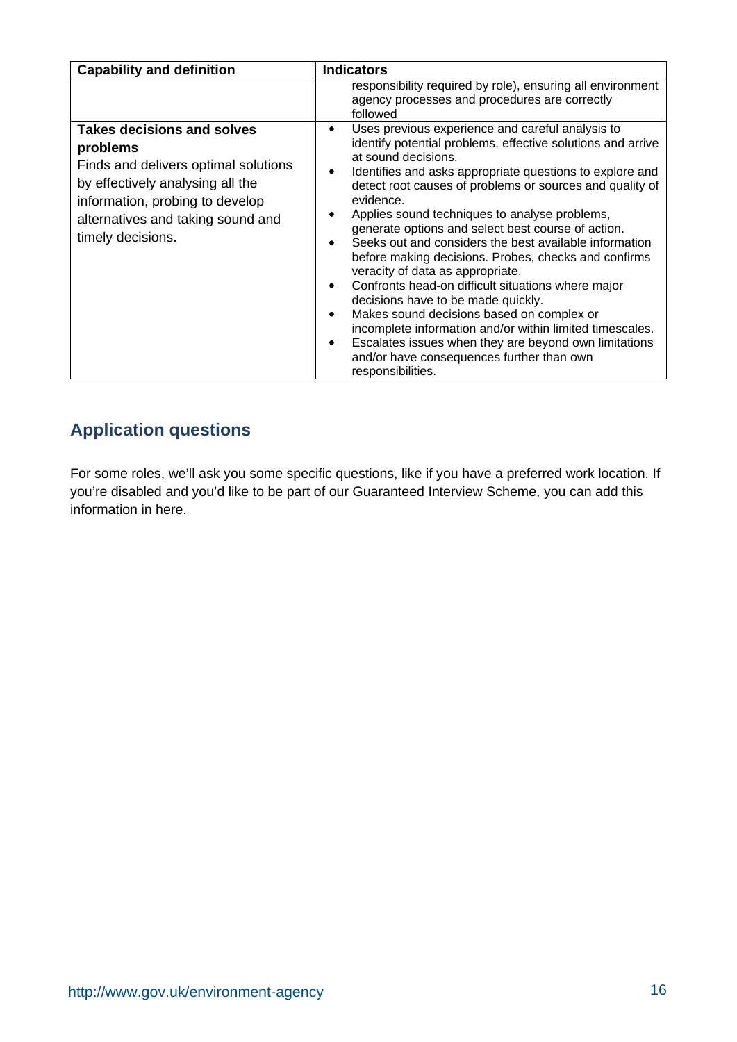| Capability and definition | Indicators |
|---|---|
| | responsibility required by role), ensuring all environment agency processes and procedures are correctly followed |
| **Takes decisions and solves problems**<br>Finds and delivers optimal solutions by effectively analysing all the information, probing to develop alternatives and taking sound and timely decisions. | • Uses previous experience and careful analysis to identify potential problems, effective solutions and arrive at sound decisions.<br>• Identifies and asks appropriate questions to explore and detect root causes of problems or sources and quality of evidence.<br>• Applies sound techniques to analyse problems, generate options and select best course of action.<br>• Seeks out and considers the best available information before making decisions. Probes, checks and confirms veracity of data as appropriate.<br>• Confronts head-on difficult situations where major decisions have to be made quickly.<br>• Makes sound decisions based on complex or incomplete information and/or within limited timescales.<br>• Escalates issues when they are beyond own limitations and/or have consequences further than own responsibilities. |

## Application questions

For some roles, we'll ask you some specific questions, like if you have a preferred work location. If you're disabled and you'd like to be part of our Guaranteed Interview Scheme, you can add this information in here.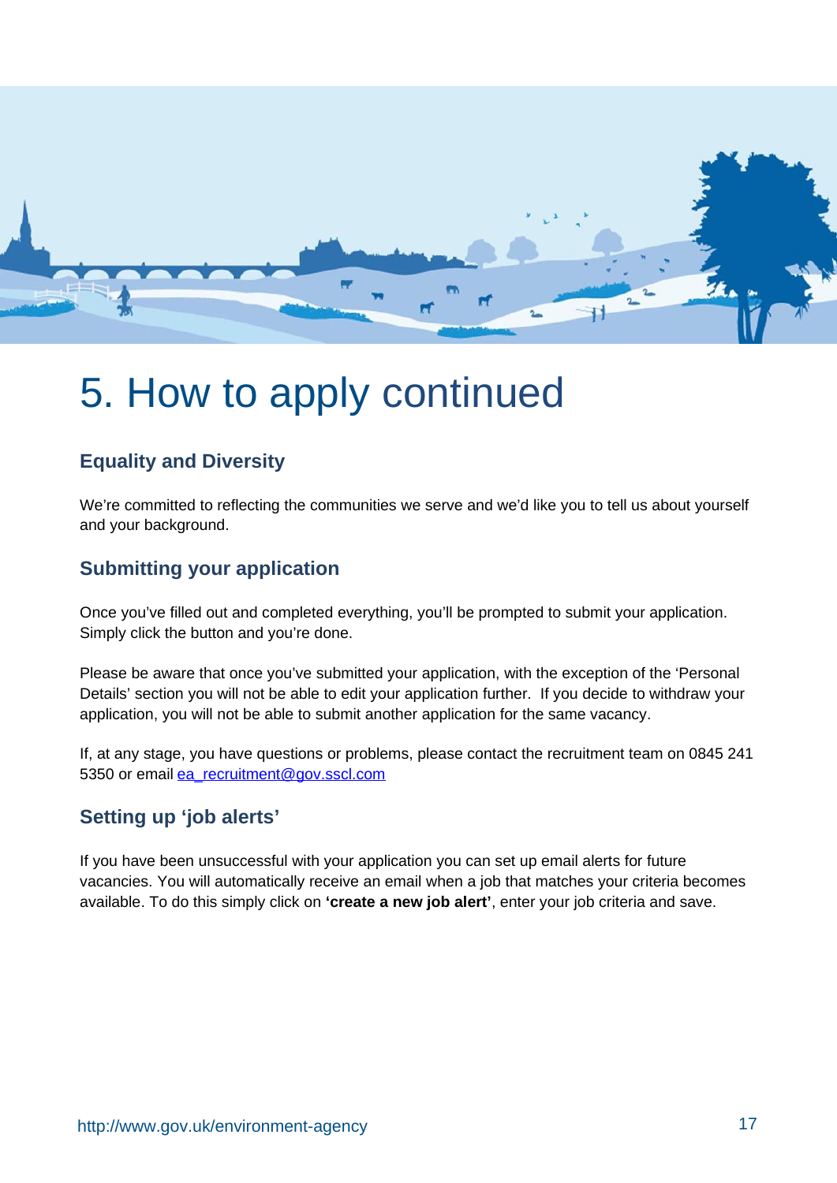# 5. How to apply continued

## Equality and Diversity

We're committed to reflecting the communities we serve and we'd like you to tell us about yourself and your background.

## Submitting your application

Once you've filled out and completed everything, you'll be prompted to submit your application. Simply click the button and you're done.

Please be aware that once you've submitted your application, with the exception of the 'Personal Details' section you will not be able to edit your application further. If you decide to withdraw your application, you will not be able to submit another application for the same vacancy.

If, at any stage, you have questions or problems, please contact the recruitment team on 0845 241 5350 or email ea_recruitment@gov.sscl.com

## Setting up 'job alerts'

If you have been unsuccessful with your application you can set up email alerts for future vacancies. You will automatically receive an email when a job that matches your criteria becomes available. To do this simply click on **'create a new job alert'**, enter your job criteria and save.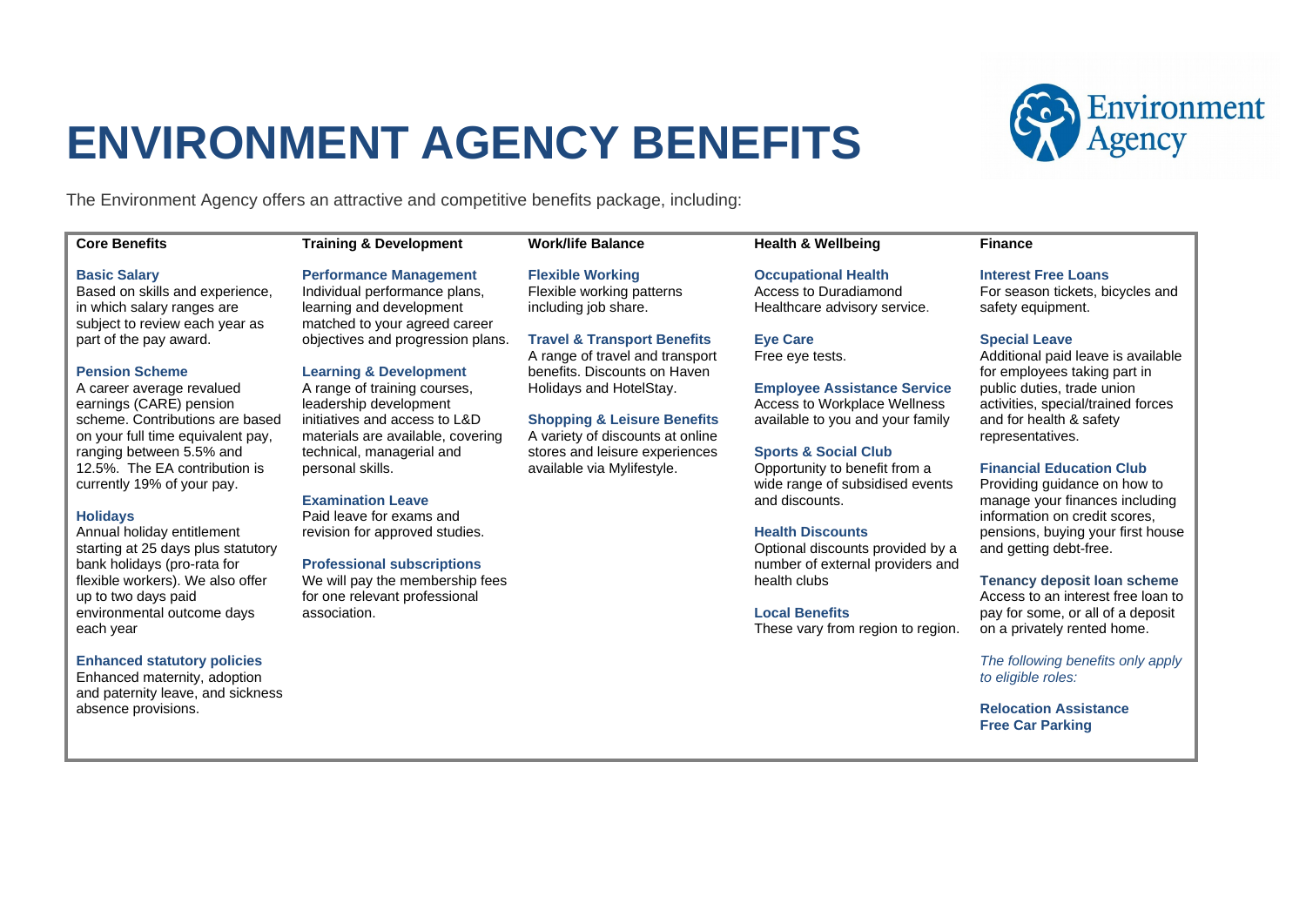# ENVIRONMENT AGENCY BENEFITS

The Environment Agency offers an attractive and competitive benefits package, including:

## Core Benefits

**Basic Salary**
Based on skills and experience, in which salary ranges are subject to review each year as part of the pay award.

**Pension Scheme**
A career average revalued earnings (CARE) pension scheme. Contributions are based on your full time equivalent pay, ranging between 5.5% and 12.5%. The EA contribution is currently 19% of your pay.

**Holidays**
Annual holiday entitlement starting at 25 days plus statutory bank holidays (pro-rata for flexible workers). We also offer up to two days paid environmental outcome days each year

**Enhanced statutory policies**
Enhanced maternity, adoption and paternity leave, and sickness absence provisions.

## Training & Development

**Performance Management**
Individual performance plans, learning and development matched to your agreed career objectives and progression plans.

**Learning & Development**
A range of training courses, leadership development initiatives and access to L&D materials are available, covering technical, managerial and personal skills.

**Examination Leave**
Paid leave for exams and revision for approved studies.

**Professional subscriptions**
We will pay the membership fees for one relevant professional association.

## Work/life Balance

**Flexible Working**
Flexible working patterns including job share.

**Travel & Transport Benefits**
A range of travel and transport benefits. Discounts on Haven Holidays and HotelStay.

**Shopping & Leisure Benefits**
A variety of discounts at online stores and leisure experiences available via Mylifestyle.

## Health & Wellbeing

**Occupational Health**
Access to Duradiamond Healthcare advisory service.

**Eye Care**
Free eye tests.

**Employee Assistance Service**
Access to Workplace Wellness available to you and your family

**Sports & Social Club**
Opportunity to benefit from a wide range of subsidised events and discounts.

**Health Discounts**
Optional discounts provided by a number of external providers and health clubs

**Local Benefits**
These vary from region to region.

## Finance

**Interest Free Loans**
For season tickets, bicycles and safety equipment.

**Special Leave**
Additional paid leave is available for employees taking part in public duties, trade union activities, special/trained forces and for health & safety representatives.

**Financial Education Club**
Providing guidance on how to manage your finances including information on credit scores, pensions, buying your first house and getting debt-free.

**Tenancy deposit loan scheme**
Access to an interest free loan to pay for some, or all of a deposit on a privately rented home.

*The following benefits only apply to eligible roles:*

**Relocation Assistance**
**Free Car Parking**